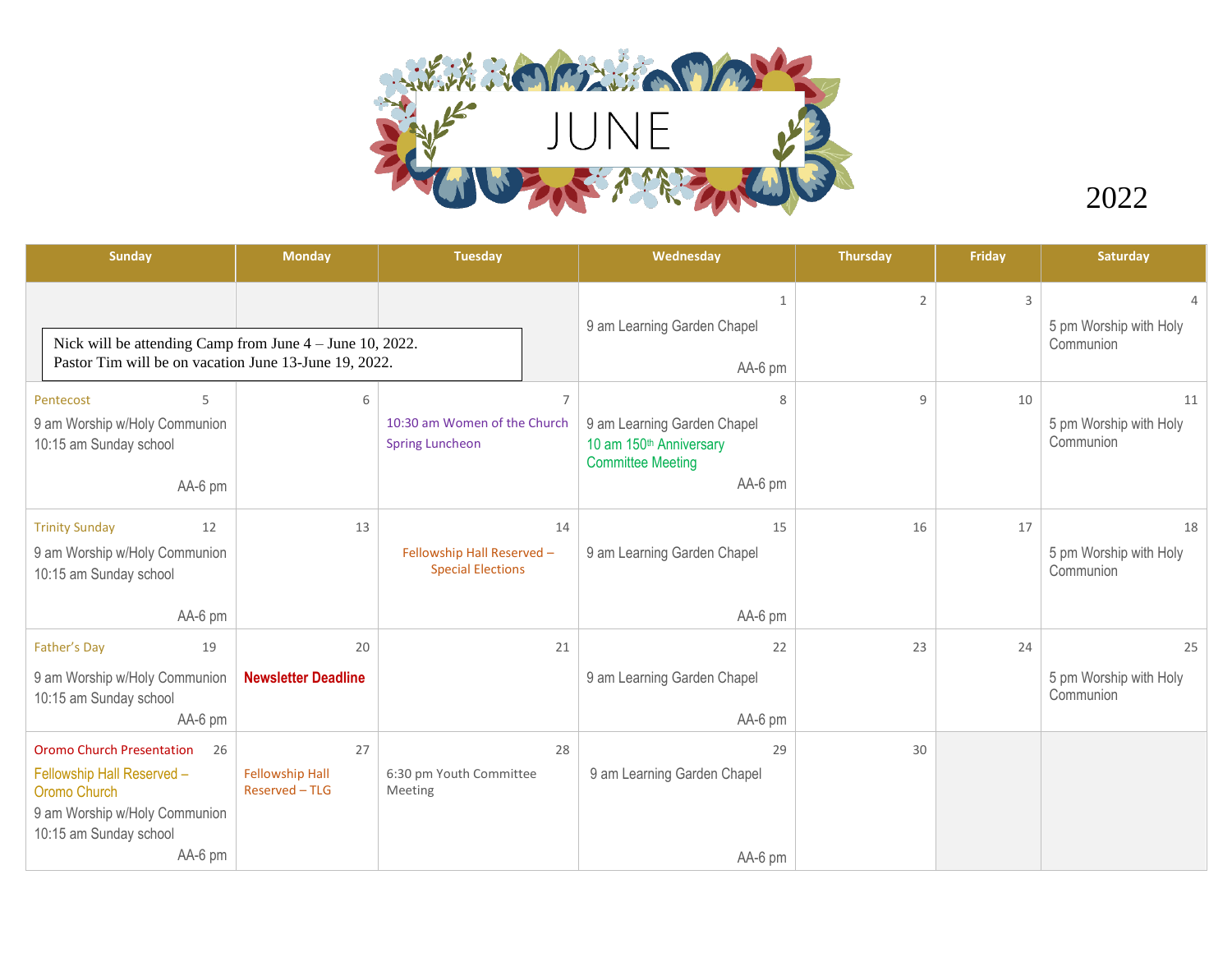# JUNE

2022

| Sunday | Monday | Tuesday | Wednesday | Thursday | Friday | Saturday |
|---|---|---|---|---|---|---|
| | | | 1<br>9 am Learning Garden Chapel<br>AA-6 pm | 2 | 3 | 4<br>5 pm Worship with Holy Communion |
| 5 Pentecost<br>9 am Worship w/Holy Communion<br>10:15 am Sunday school<br>AA-6 pm | 6 | 7<br>10:30 am Women of the Church Spring Luncheon | 8<br>9 am Learning Garden Chapel<br>10 am 150th Anniversary Committee Meeting<br>AA-6 pm | 9 | 10 | 11<br>5 pm Worship with Holy Communion |
| 12 Trinity Sunday<br>9 am Worship w/Holy Communion<br>10:15 am Sunday school<br>AA-6 pm | 13 | 14<br>Fellowship Hall Reserved – Special Elections | 15<br>9 am Learning Garden Chapel<br>AA-6 pm | 16 | 17 | 18<br>5 pm Worship with Holy Communion |
| 19 Father's Day<br>9 am Worship w/Holy Communion<br>10:15 am Sunday school<br>AA-6 pm | 20<br>**Newsletter Deadline** | 21 | 22<br>9 am Learning Garden Chapel<br>AA-6 pm | 23 | 24 | 25<br>5 pm Worship with Holy Communion |
| 26 Oromo Church Presentation<br>Fellowship Hall Reserved – Oromo Church<br>9 am Worship w/Holy Communion<br>10:15 am Sunday school<br>AA-6 pm | 27<br>Fellowship Hall Reserved – TLG | 28<br>6:30 pm Youth Committee Meeting | 29<br>9 am Learning Garden Chapel<br>AA-6 pm | 30 | | |

Nick will be attending Camp from June 4 – June 10, 2022.
Pastor Tim will be on vacation June 13-June 19, 2022.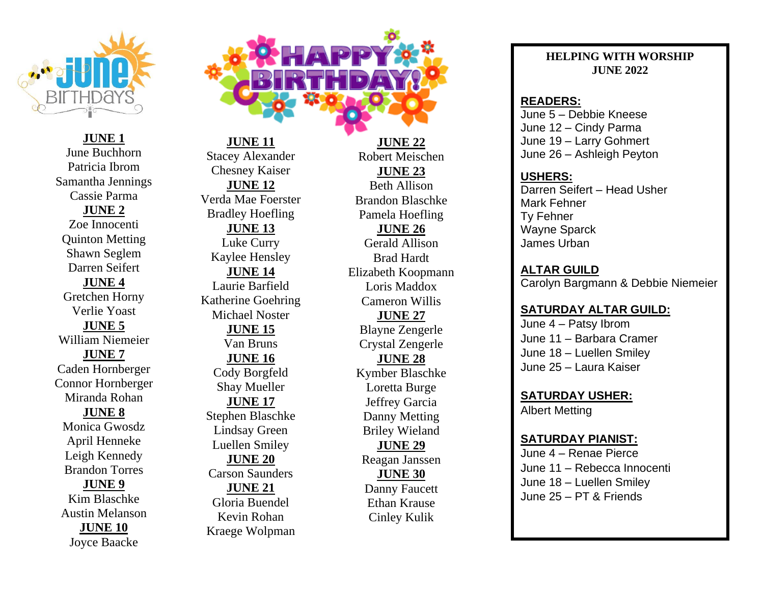# June Birthdays

# HAPPY BIRTHDAY!

**JUNE 1**
June Buchhorn
Patricia Ibrom
Samantha Jennings
Cassie Parma

**JUNE 2**
Zoe Innocenti
Quinton Metting
Shawn Seglem
Darren Seifert

**JUNE 4**
Gretchen Horny
Verlie Yoast

**JUNE 5**
William Niemeier

**JUNE 7**
Caden Hornberger
Connor Hornberger
Miranda Rohan

**JUNE 8**
Monica Gwosdz
April Henneke
Leigh Kennedy
Brandon Torres

**JUNE 9**
Kim Blaschke
Austin Melanson

**JUNE 10**
Joyce Baacke

**JUNE 11**
Stacey Alexander
Chesney Kaiser

**JUNE 12**
Verda Mae Foerster
Bradley Hoefling

**JUNE 13**
Luke Curry
Kaylee Hensley

**JUNE 14**
Laurie Barfield
Katherine Goehring
Michael Noster

**JUNE 15**
Van Bruns

**JUNE 16**
Cody Borgfeld
Shay Mueller

**JUNE 17**
Stephen Blaschke
Lindsay Green
Luellen Smiley

**JUNE 20**
Carson Saunders

**JUNE 21**
Gloria Buendel
Kevin Rohan
Kraege Wolpman

**JUNE 22**
Robert Meischen

**JUNE 23**
Beth Allison
Brandon Blaschke
Pamela Hoefling

**JUNE 26**
Gerald Allison
Brad Hardt
Elizabeth Koopmann
Loris Maddox
Cameron Willis

**JUNE 27**
Blayne Zengerle
Crystal Zengerle

**JUNE 28**
Kymber Blaschke
Loretta Burge
Jeffrey Garcia
Danny Metting
Briley Wieland

**JUNE 29**
Reagan Janssen

**JUNE 30**
Danny Faucett
Ethan Krause
Cinley Kulik

## HELPING WITH WORSHIP JUNE 2022

**READERS:**
June 5 – Debbie Kneese
June 12 – Cindy Parma
June 19 – Larry Gohmert
June 26 – Ashleigh Peyton

**USHERS:**
Darren Seifert – Head Usher
Mark Fehner
Ty Fehner
Wayne Sparck
James Urban

**ALTAR GUILD**
Carolyn Bargmann & Debbie Niemeier

**SATURDAY ALTAR GUILD:**
June 4 – Patsy Ibrom
June 11 – Barbara Cramer
June 18 – Luellen Smiley
June 25 – Laura Kaiser

**SATURDAY USHER:**
Albert Metting

**SATURDAY PIANIST:**
June 4 – Renae Pierce
June 11 – Rebecca Innocenti
June 18 – Luellen Smiley
June 25 – PT & Friends